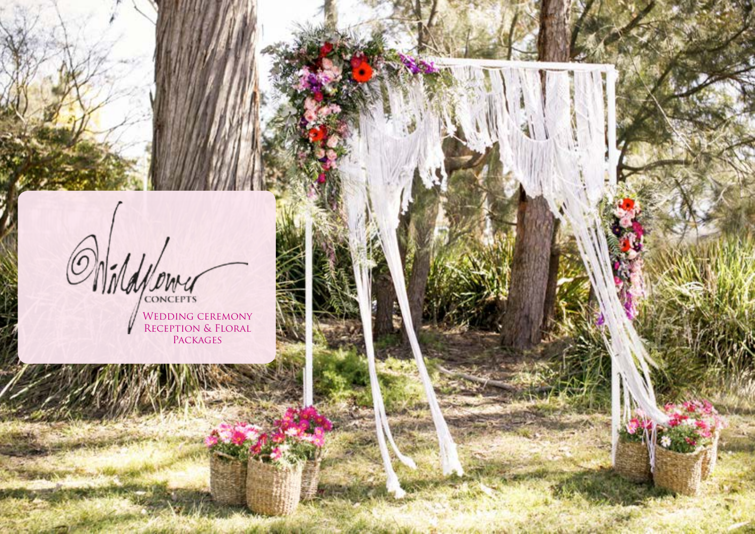Wildflower CONCEPTS

# Wedding ceremony Reception & Floral Packages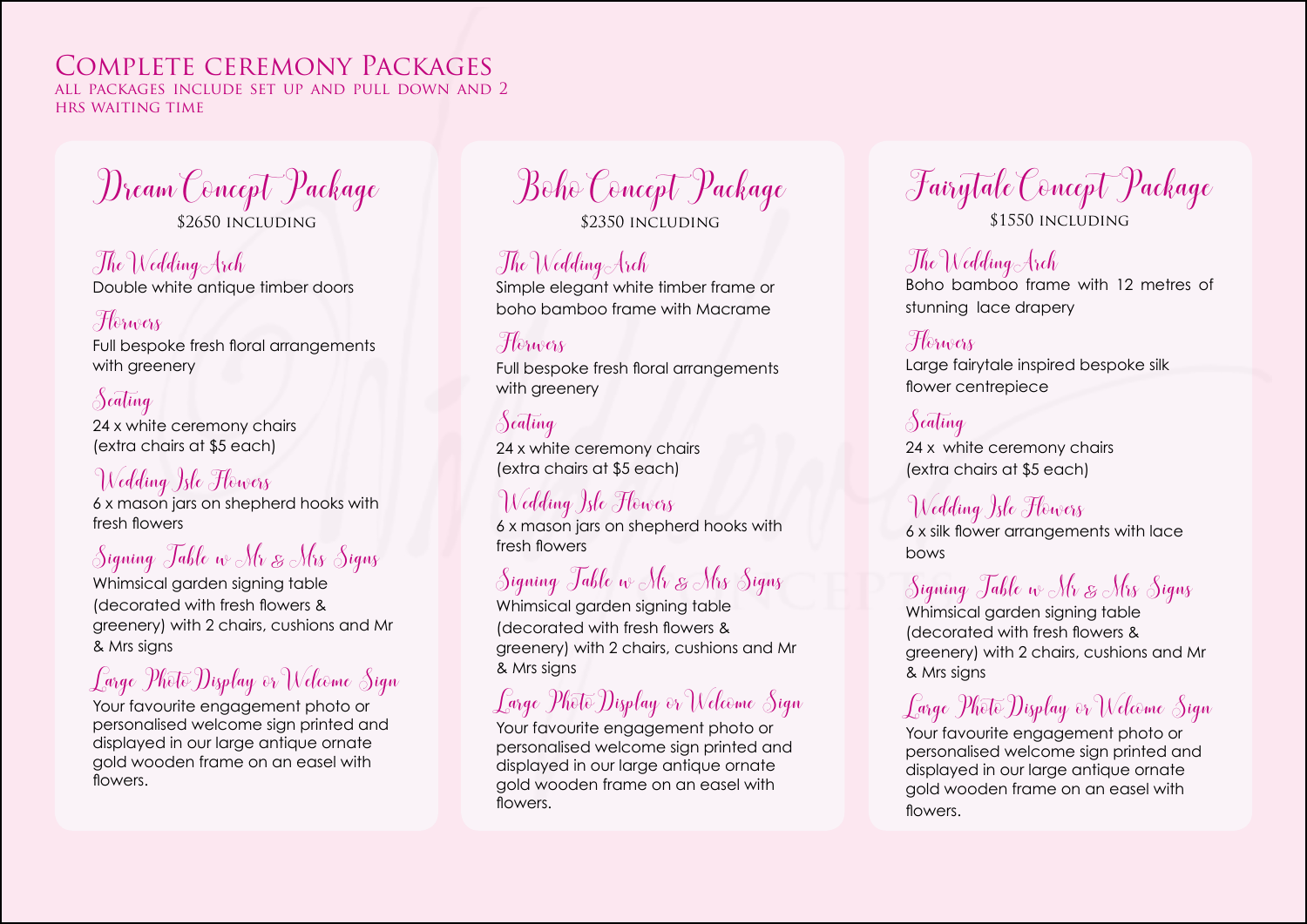# Complete ceremony Packages

all packages include set up and pull down and 2 hrs waiting time

## Dream Concept Package

$2650 including

### The Wedding Arch

Double white antique timber doors

### Flowers

Full bespoke fresh floral arrangements with greenery

### Seating

24 x white ceremony chairs (extra chairs at $5 each)

### Wedding Isle Flowers

6 x mason jars on shepherd hooks with fresh flowers

### Signing Table w Mr & Mrs Signs

Whimsical garden signing table (decorated with fresh flowers & greenery) with 2 chairs, cushions and Mr & Mrs signs

### Large Photo Display or Welcome Sign

Your favourite engagement photo or personalised welcome sign printed and displayed in our large antique ornate gold wooden frame on an easel with flowers.

## Boho Concept Package

$2350 including

### The Wedding Arch

Simple elegant white timber frame or boho bamboo frame with Macrame

### Flowers

Full bespoke fresh floral arrangements with greenery

### Seating

24 x white ceremony chairs (extra chairs at $5 each)

### Wedding Isle Flowers

6 x mason jars on shepherd hooks with fresh flowers

### Signing Table w Mr & Mrs Signs

Whimsical garden signing table (decorated with fresh flowers & greenery) with 2 chairs, cushions and Mr & Mrs signs

### Large Photo Display or Welcome Sign

Your favourite engagement photo or personalised welcome sign printed and displayed in our large antique ornate gold wooden frame on an easel with flowers.

## Fairytale Concept Package

$1550 including

### The Wedding Arch

Boho bamboo frame with 12 metres of stunning lace drapery

### Flowers

Large fairytale inspired bespoke silk flower centrepiece

### Seating

24 x white ceremony chairs (extra chairs at $5 each)

### Wedding Isle Flowers

6 x silk flower arrangements with lace bows

### Signing Table w Mr & Mrs Signs

Whimsical garden signing table (decorated with fresh flowers & greenery) with 2 chairs, cushions and Mr & Mrs signs

### Large Photo Display or Welcome Sign

Your favourite engagement photo or personalised welcome sign printed and displayed in our large antique ornate gold wooden frame on an easel with flowers.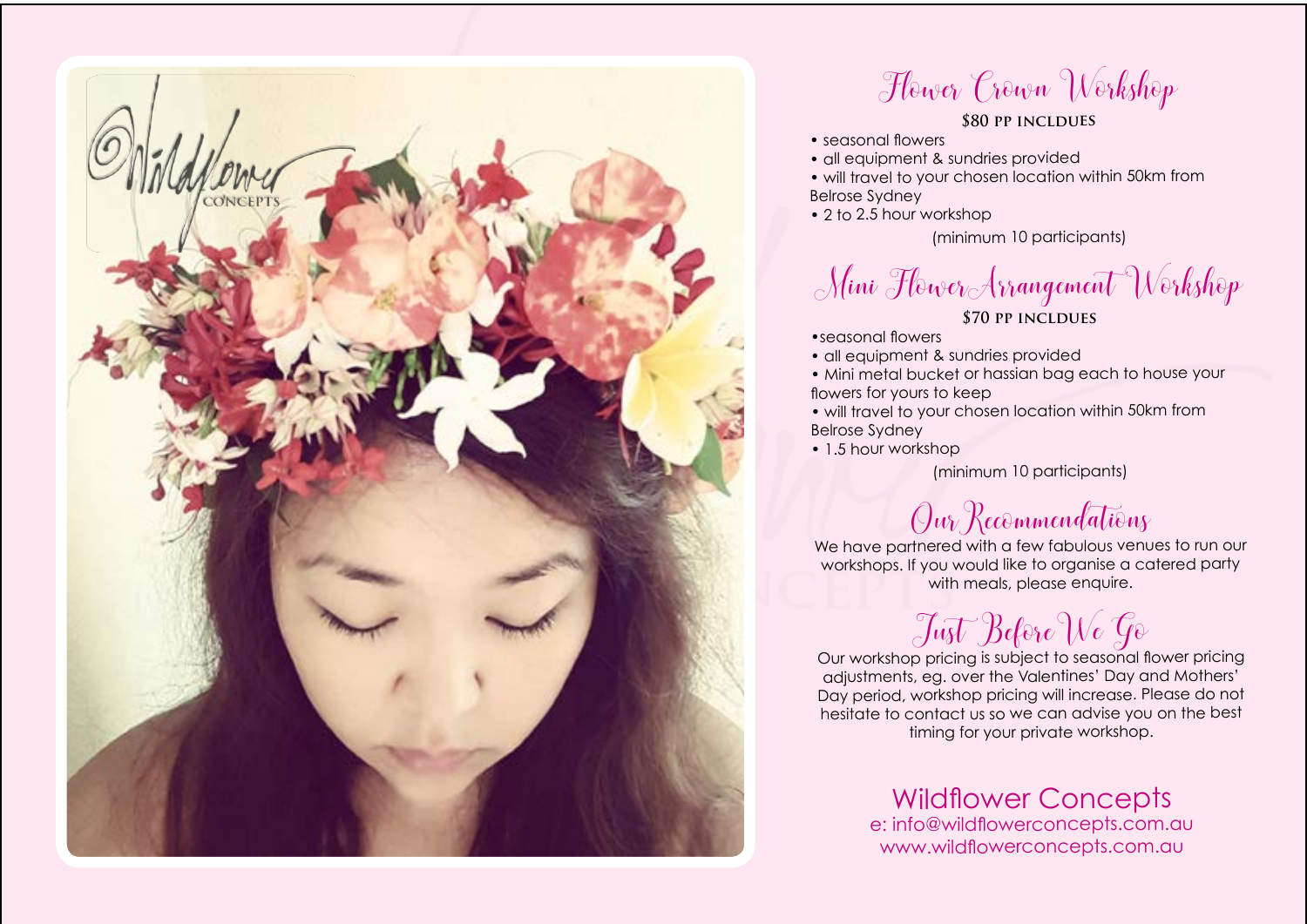## Flower Crown Workshop

**$80 PP INCLDUES**

- seasonal flowers
- all equipment & sundries provided
- will travel to your chosen location within 50km from Belrose Sydney
- 2 to 2.5 hour workshop

(minimum 10 participants)

## Mini Flower Arrangement Workshop

**$70 PP INCLDUES**

- seasonal flowers
- all equipment & sundries provided
- Mini metal bucket or hassian bag each to house your flowers for yours to keep
- will travel to your chosen location within 50km from Belrose Sydney
- 1.5 hour workshop

(minimum 10 participants)

## Our Recommendations

We have partnered with a few fabulous venues to run our workshops. If you would like to organise a catered party with meals, please enquire.

## Just Before We Go

Our workshop pricing is subject to seasonal flower pricing adjustments, eg. over the Valentines' Day and Mothers' Day period, workshop pricing will increase. Please do not hesitate to contact us so we can advise you on the best timing for your private workshop.

Wildflower Concepts
e: info@wildflowerconcepts.com.au
www.wildflowerconcepts.com.au